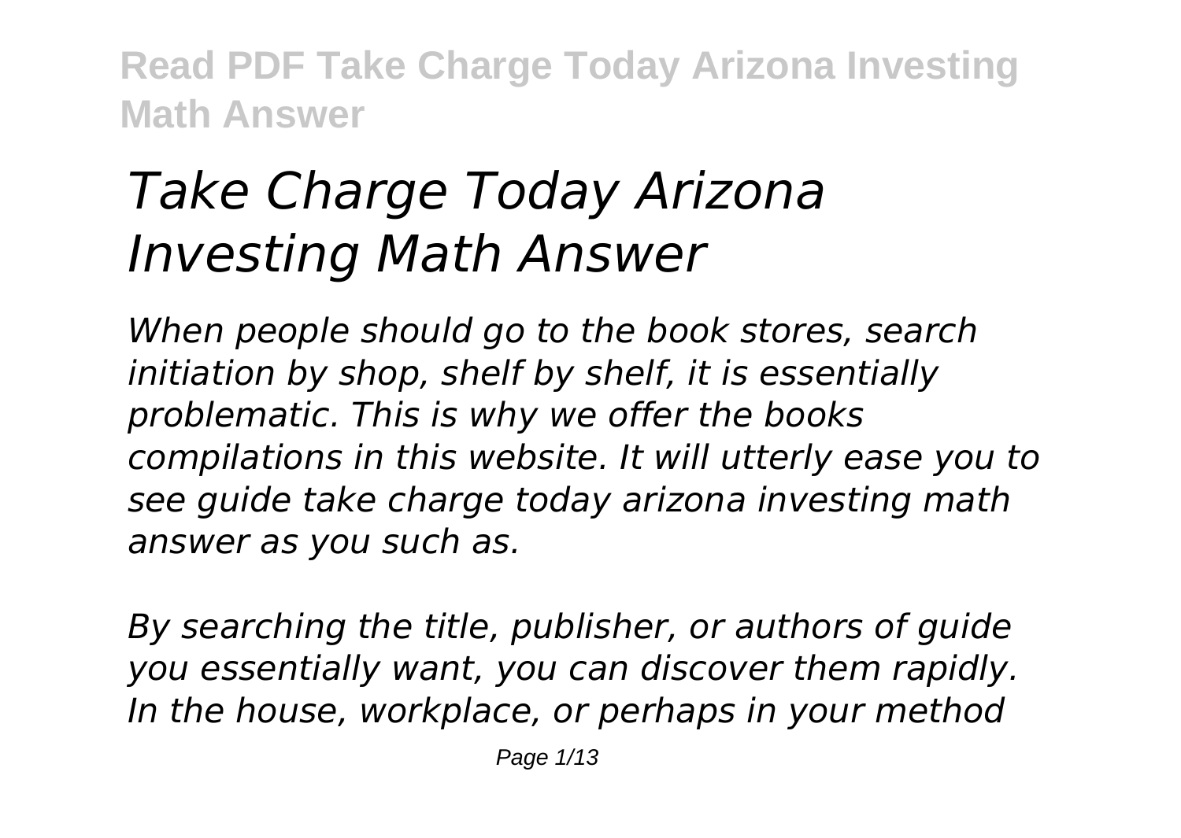# *Take Charge Today Arizona Investing Math Answer*

*When people should go to the book stores, search initiation by shop, shelf by shelf, it is essentially problematic. This is why we offer the books compilations in this website. It will utterly ease you to see guide take charge today arizona investing math answer as you such as.*

*By searching the title, publisher, or authors of guide you essentially want, you can discover them rapidly. In the house, workplace, or perhaps in your method*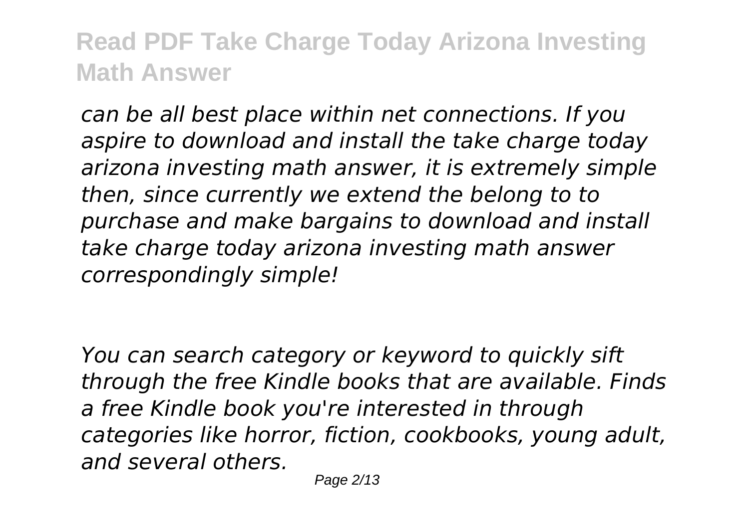*can be all best place within net connections. If you aspire to download and install the take charge today arizona investing math answer, it is extremely simple then, since currently we extend the belong to to purchase and make bargains to download and install take charge today arizona investing math answer correspondingly simple!*

*You can search category or keyword to quickly sift through the free Kindle books that are available. Finds a free Kindle book you're interested in through categories like horror, fiction, cookbooks, young adult, and several others.*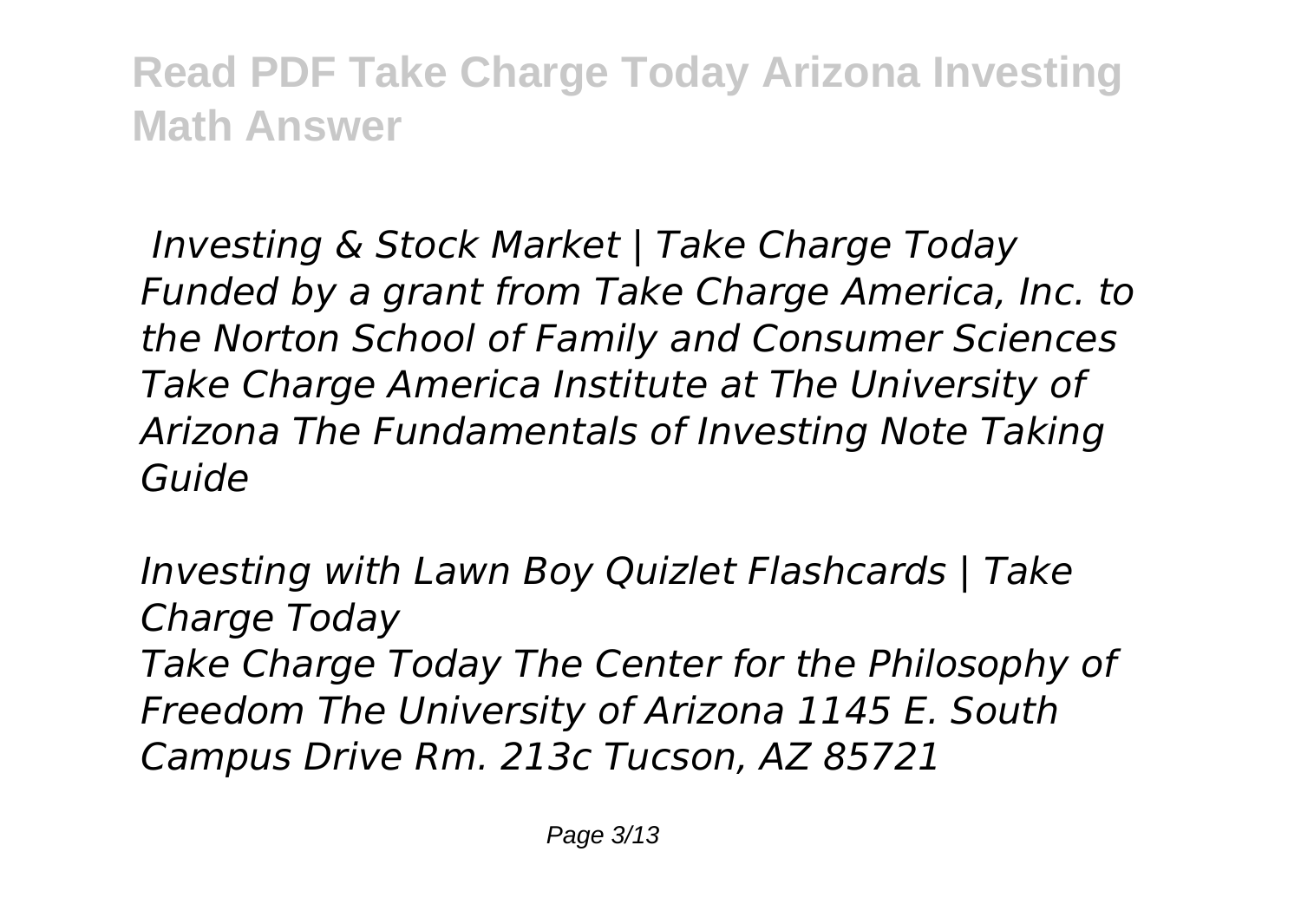*Investing & Stock Market | Take Charge Today*
*Funded by a grant from Take Charge America, Inc. to the Norton School of Family and Consumer Sciences Take Charge America Institute at The University of Arizona The Fundamentals of Investing Note Taking Guide*

*Investing with Lawn Boy Quizlet Flashcards | Take Charge Today*
*Take Charge Today The Center for the Philosophy of Freedom The University of Arizona 1145 E. South Campus Drive Rm. 213c Tucson, AZ 85721*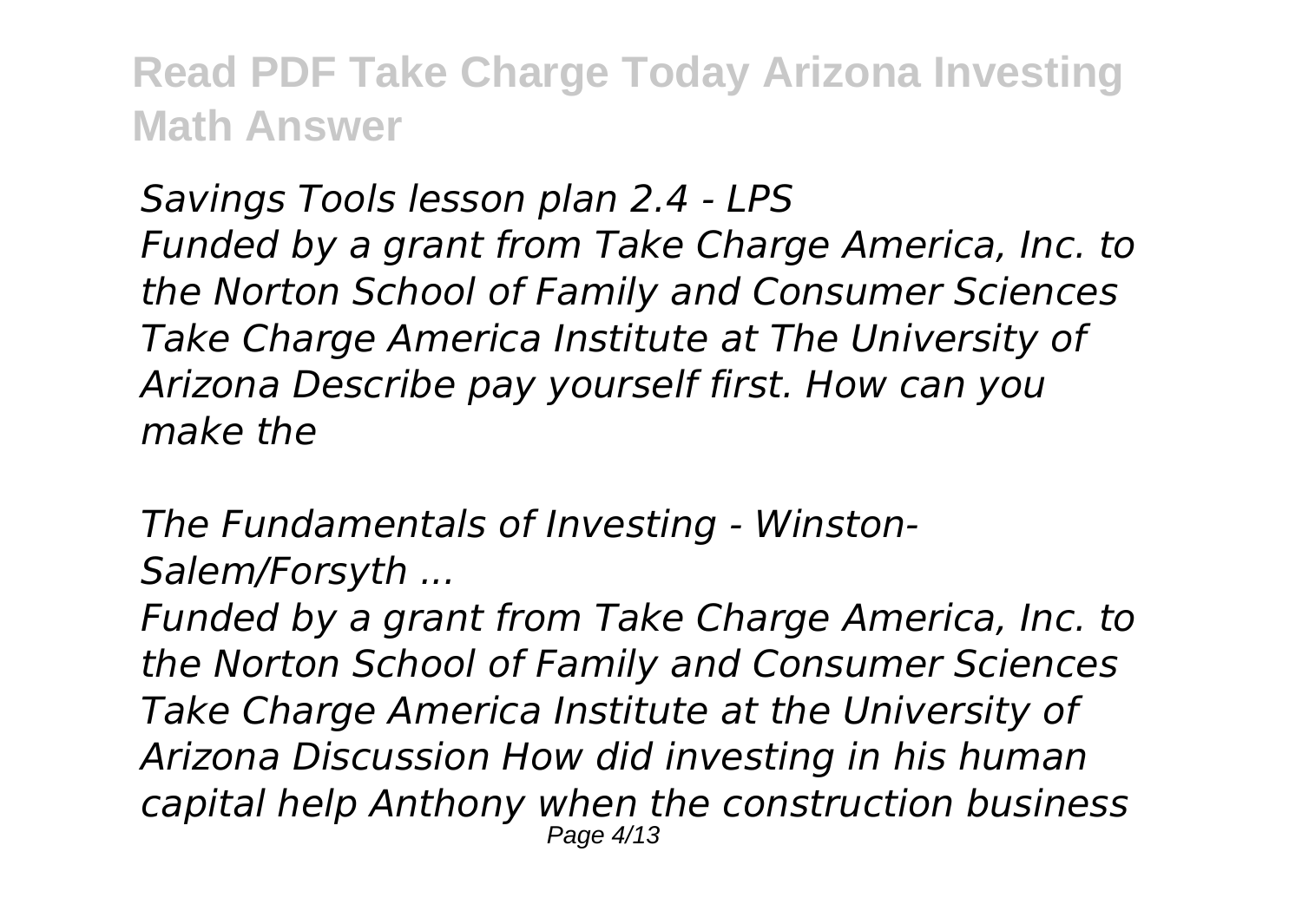*Savings Tools lesson plan 2.4 - LPS*

*Funded by a grant from Take Charge America, Inc. to the Norton School of Family and Consumer Sciences Take Charge America Institute at The University of Arizona Describe pay yourself first. How can you make the*

*The Fundamentals of Investing - Winston-Salem/Forsyth ...*

*Funded by a grant from Take Charge America, Inc. to the Norton School of Family and Consumer Sciences Take Charge America Institute at the University of Arizona Discussion How did investing in his human capital help Anthony when the construction business*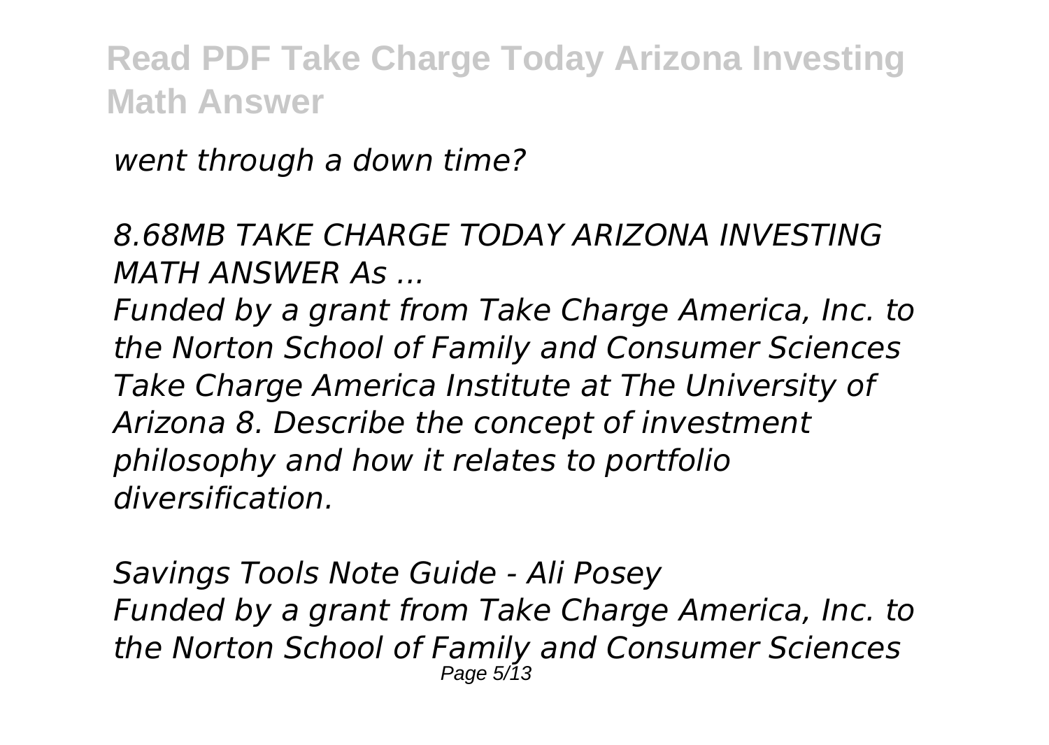*went through a down time?*

*8.68MB TAKE CHARGE TODAY ARIZONA INVESTING MATH ANSWER As ...*

*Funded by a grant from Take Charge America, Inc. to the Norton School of Family and Consumer Sciences Take Charge America Institute at The University of Arizona 8. Describe the concept of investment philosophy and how it relates to portfolio diversification.*

*Savings Tools Note Guide - Ali Posey*

*Funded by a grant from Take Charge America, Inc. to the Norton School of Family and Consumer Sciences*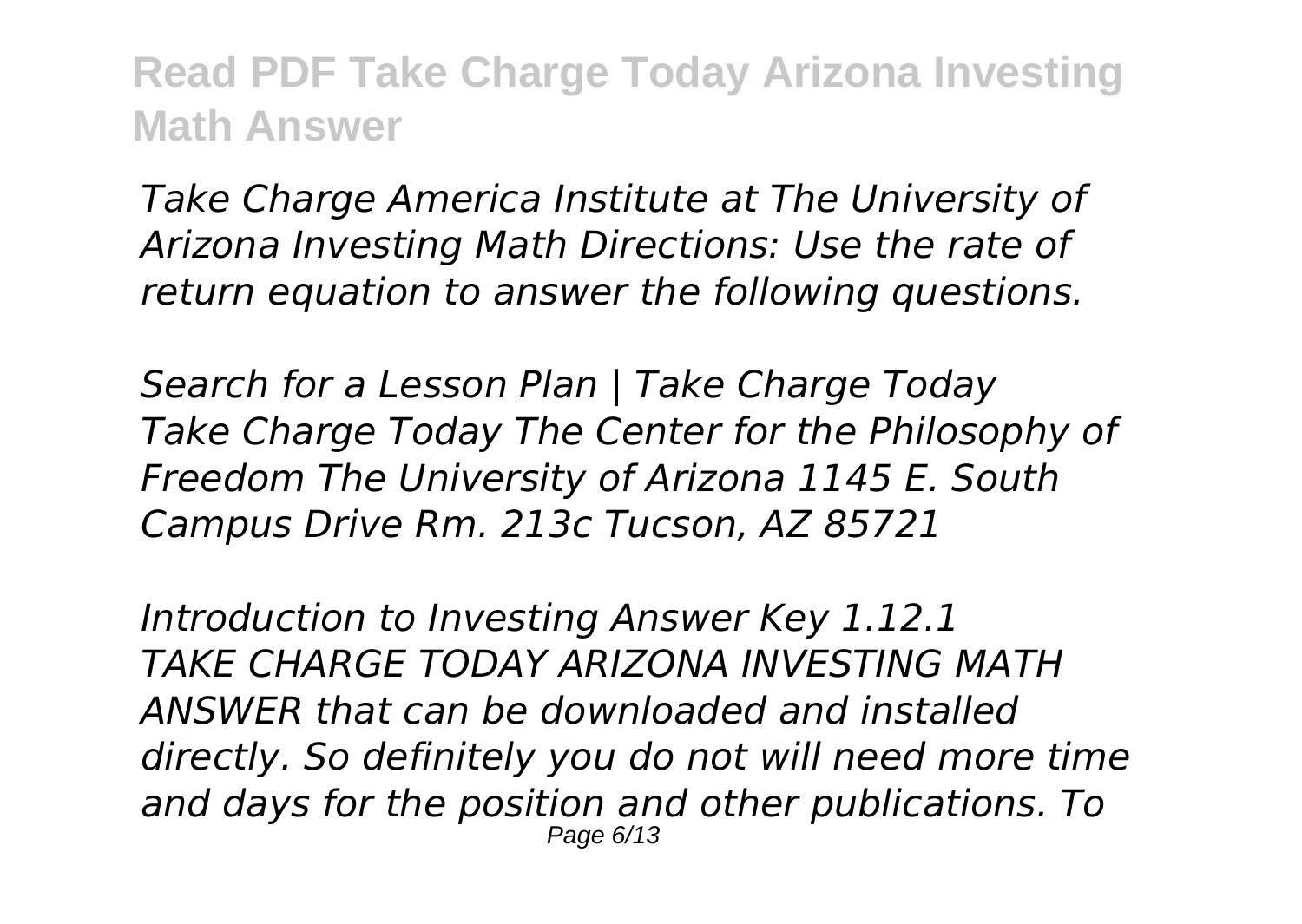*Take Charge America Institute at The University of Arizona Investing Math Directions: Use the rate of return equation to answer the following questions.*

*Search for a Lesson Plan | Take Charge Today*
*Take Charge Today The Center for the Philosophy of Freedom The University of Arizona 1145 E. South Campus Drive Rm. 213c Tucson, AZ 85721*

*Introduction to Investing Answer Key 1.12.1*
*TAKE CHARGE TODAY ARIZONA INVESTING MATH ANSWER that can be downloaded and installed directly. So definitely you do not will need more time and days for the position and other publications. To*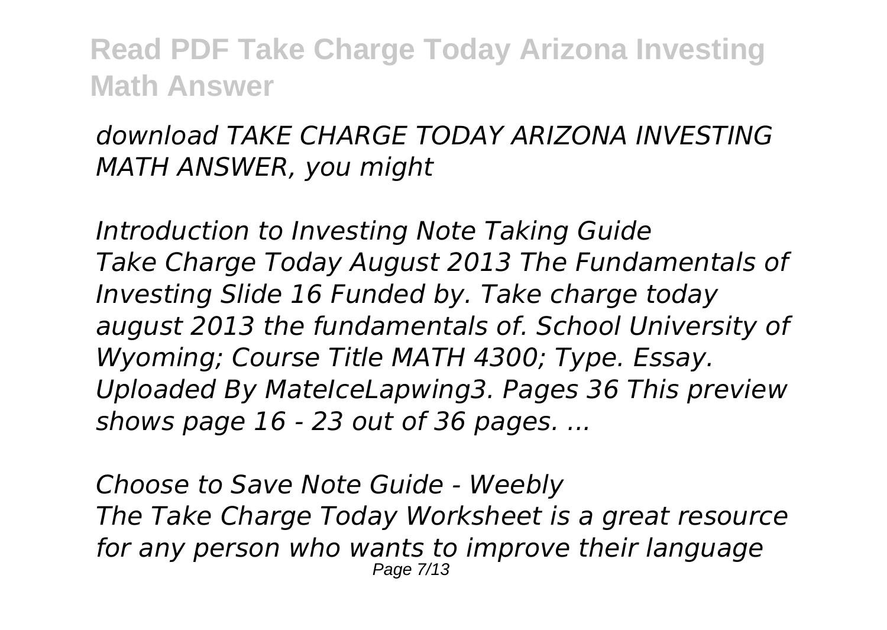*download TAKE CHARGE TODAY ARIZONA INVESTING MATH ANSWER, you might*

*Introduction to Investing Note Taking Guide*
*Take Charge Today August 2013 The Fundamentals of Investing Slide 16 Funded by. Take charge today august 2013 the fundamentals of. School University of Wyoming; Course Title MATH 4300; Type. Essay. Uploaded By MateIceLapwing3. Pages 36 This preview shows page 16 - 23 out of 36 pages. ...*

*Choose to Save Note Guide - Weebly*
*The Take Charge Today Worksheet is a great resource for any person who wants to improve their language*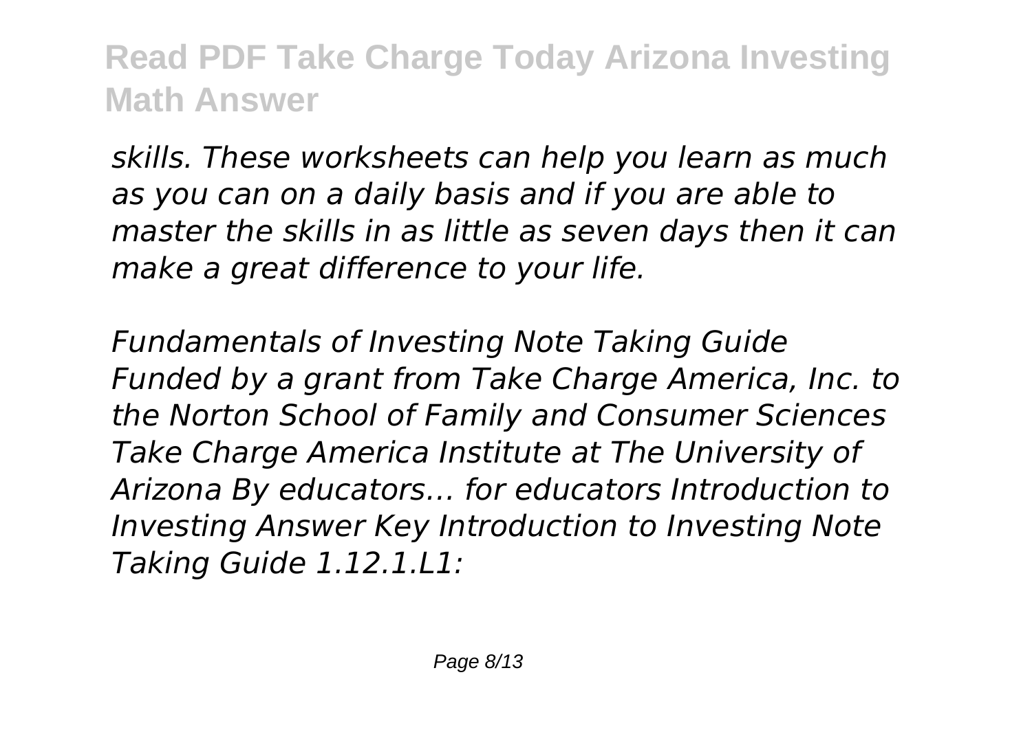*skills. These worksheets can help you learn as much as you can on a daily basis and if you are able to master the skills in as little as seven days then it can make a great difference to your life.*

*Fundamentals of Investing Note Taking Guide Funded by a grant from Take Charge America, Inc. to the Norton School of Family and Consumer Sciences Take Charge America Institute at The University of Arizona By educators… for educators Introduction to Investing Answer Key Introduction to Investing Note Taking Guide 1.12.1.L1:*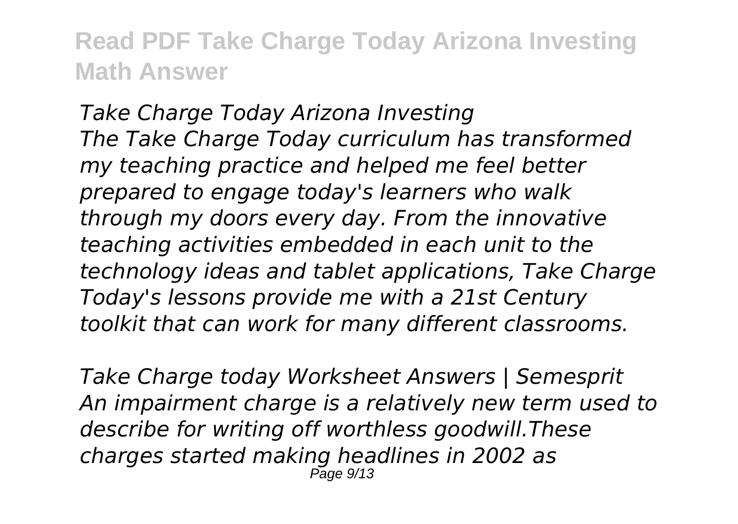*Take Charge Today Arizona Investing*
*The Take Charge Today curriculum has transformed my teaching practice and helped me feel better prepared to engage today's learners who walk through my doors every day. From the innovative teaching activities embedded in each unit to the technology ideas and tablet applications, Take Charge Today's lessons provide me with a 21st Century toolkit that can work for many different classrooms.*

*Take Charge today Worksheet Answers | Semesprit*
*An impairment charge is a relatively new term used to describe for writing off worthless goodwill.These charges started making headlines in 2002 as*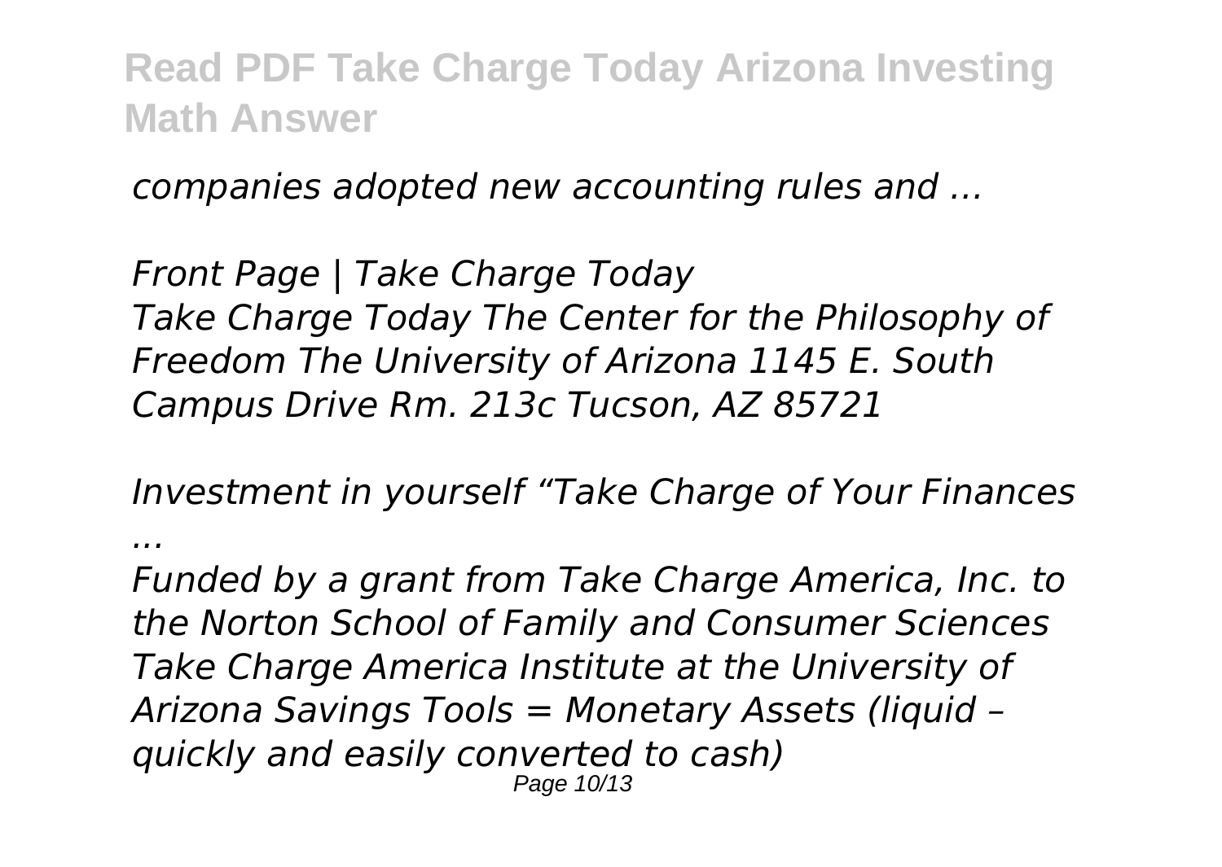*companies adopted new accounting rules and ...*

*Front Page | Take Charge Today*
*Take Charge Today The Center for the Philosophy of Freedom The University of Arizona 1145 E. South Campus Drive Rm. 213c Tucson, AZ 85721*

*Investment in yourself "Take Charge of Your Finances ...*
*Funded by a grant from Take Charge America, Inc. to the Norton School of Family and Consumer Sciences Take Charge America Institute at the University of Arizona Savings Tools = Monetary Assets (liquid – quickly and easily converted to cash)*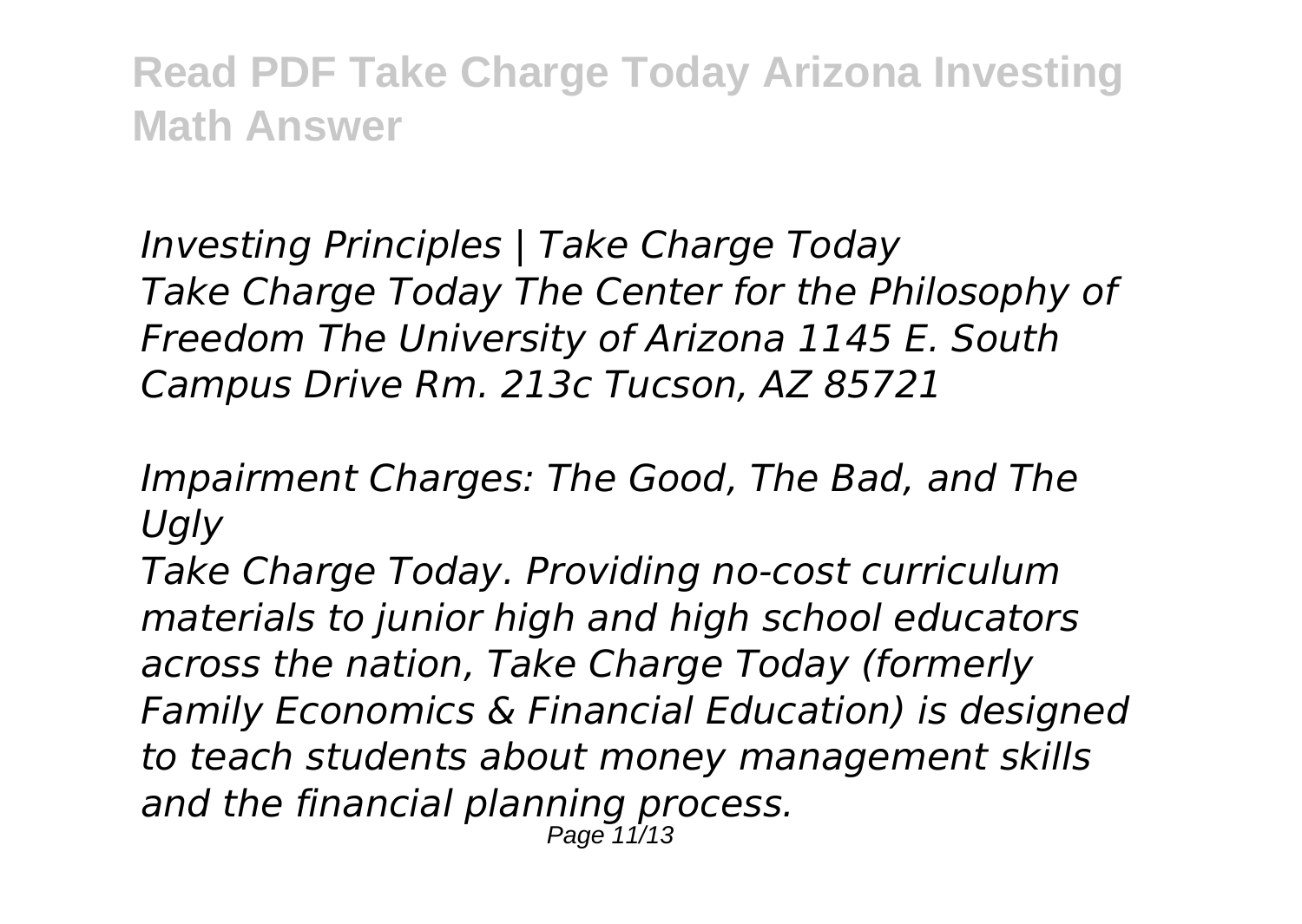*Investing Principles | Take Charge Today*
*Take Charge Today The Center for the Philosophy of Freedom The University of Arizona 1145 E. South Campus Drive Rm. 213c Tucson, AZ 85721*

*Impairment Charges: The Good, The Bad, and The Ugly*
*Take Charge Today. Providing no-cost curriculum materials to junior high and high school educators across the nation, Take Charge Today (formerly Family Economics & Financial Education) is designed to teach students about money management skills and the financial planning process.*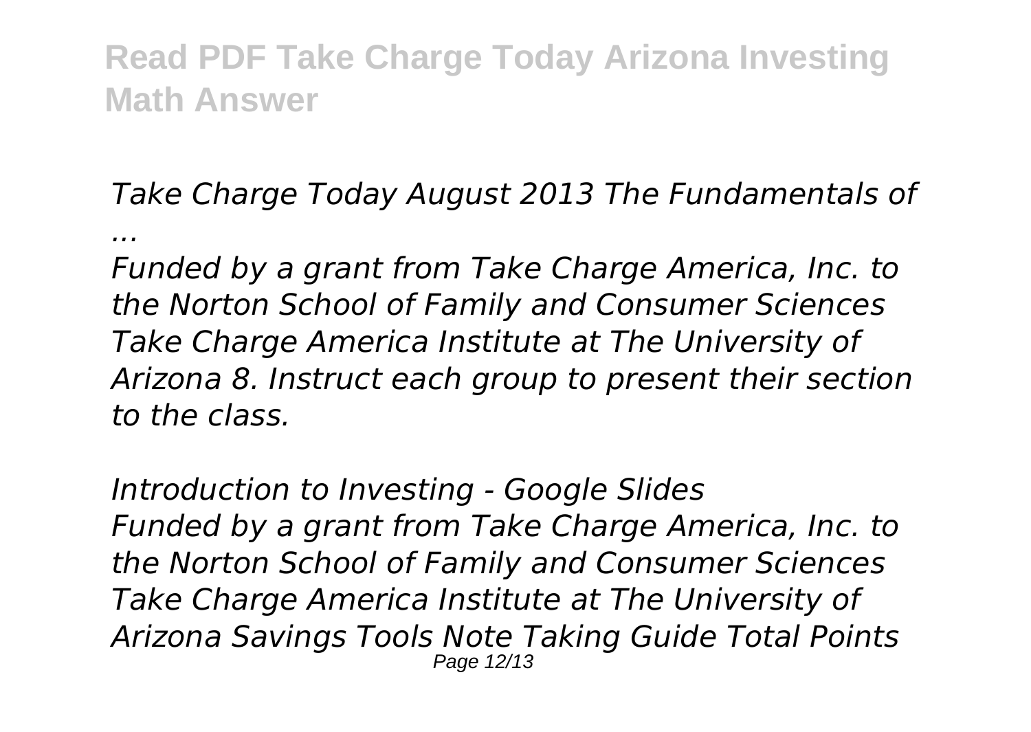*Take Charge Today August 2013 The Fundamentals of ...*

*Funded by a grant from Take Charge America, Inc. to the Norton School of Family and Consumer Sciences Take Charge America Institute at The University of Arizona 8. Instruct each group to present their section to the class.*

*Introduction to Investing - Google Slides*

*Funded by a grant from Take Charge America, Inc. to the Norton School of Family and Consumer Sciences Take Charge America Institute at The University of Arizona Savings Tools Note Taking Guide Total Points*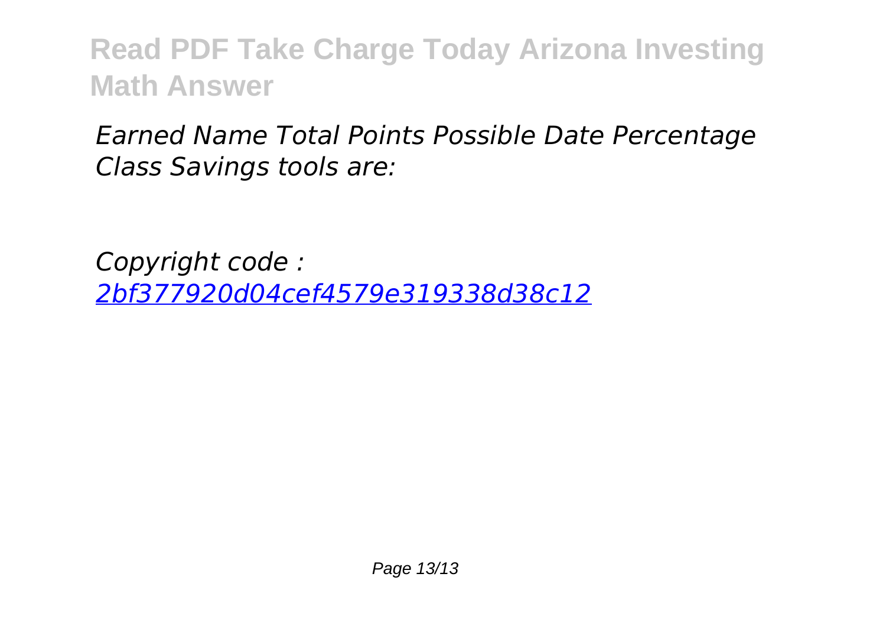*Earned Name Total Points Possible Date Percentage Class Savings tools are:*

*Copyright code : [2bf377920d04cef4579e319338d38c12](2bf377920d04cef4579e319338d38c12)*